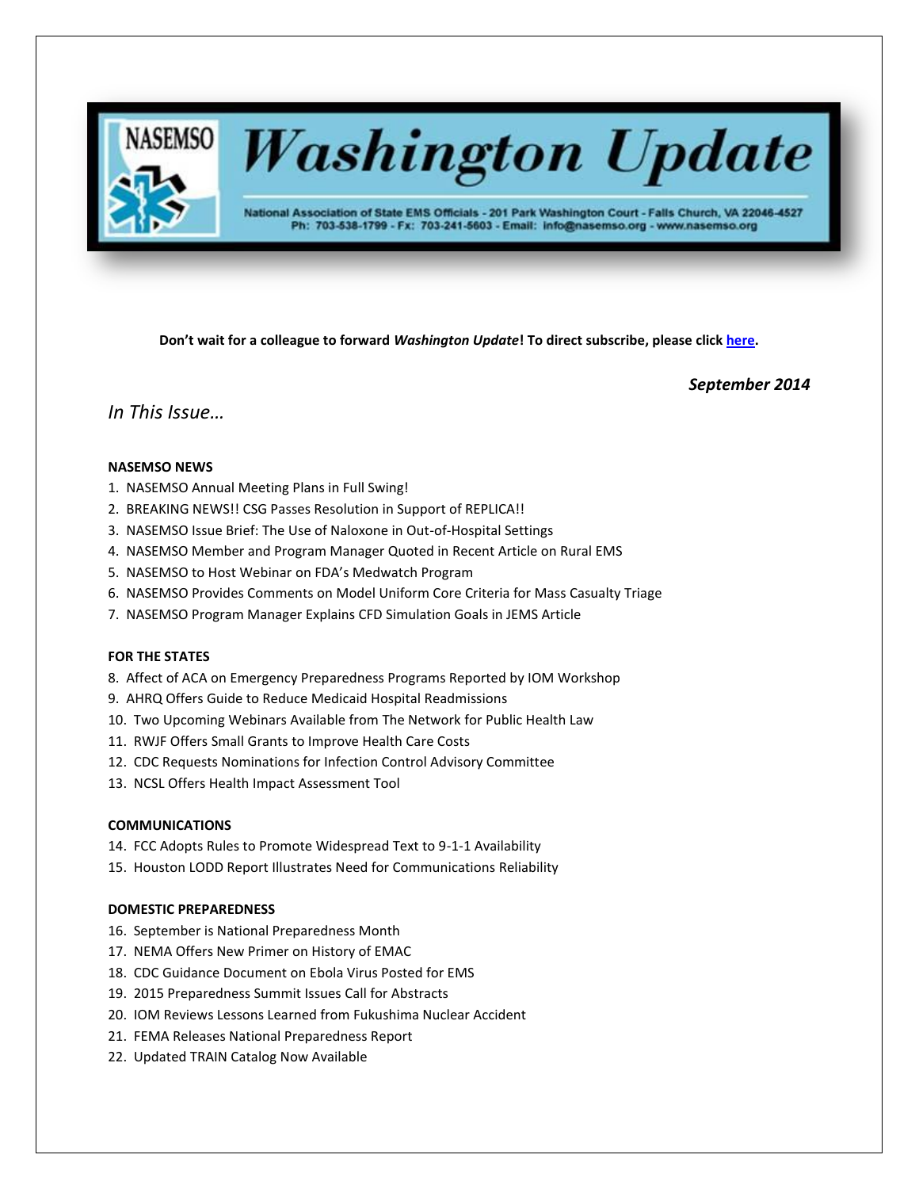# NASEMSO Washington Update

National Association of State EMS Officials - 201 Park Washington Court - Falls Church, VA 22046-4527
Ph: 703-538-1799 - Fx: 703-241-5603 - Email: info@nasemso.org - www.nasemso.org

**Don't wait for a colleague to forward *Washington Update*! To direct subscribe, please click here.**

***September 2014***

## *In This Issue…*

**NASEMSO NEWS**

1. NASEMSO Annual Meeting Plans in Full Swing!
2. BREAKING NEWS!! CSG Passes Resolution in Support of REPLICA!!
3. NASEMSO Issue Brief: The Use of Naloxone in Out-of-Hospital Settings
4. NASEMSO Member and Program Manager Quoted in Recent Article on Rural EMS
5. NASEMSO to Host Webinar on FDA's Medwatch Program
6. NASEMSO Provides Comments on Model Uniform Core Criteria for Mass Casualty Triage
7. NASEMSO Program Manager Explains CFD Simulation Goals in JEMS Article

**FOR THE STATES**

8. Affect of ACA on Emergency Preparedness Programs Reported by IOM Workshop
9. AHRQ Offers Guide to Reduce Medicaid Hospital Readmissions
10. Two Upcoming Webinars Available from The Network for Public Health Law
11. RWJF Offers Small Grants to Improve Health Care Costs
12. CDC Requests Nominations for Infection Control Advisory Committee
13. NCSL Offers Health Impact Assessment Tool

**COMMUNICATIONS**

14. FCC Adopts Rules to Promote Widespread Text to 9-1-1 Availability
15. Houston LODD Report Illustrates Need for Communications Reliability

**DOMESTIC PREPAREDNESS**

16. September is National Preparedness Month
17. NEMA Offers New Primer on History of EMAC
18. CDC Guidance Document on Ebola Virus Posted for EMS
19. 2015 Preparedness Summit Issues Call for Abstracts
20. IOM Reviews Lessons Learned from Fukushima Nuclear Accident
21. FEMA Releases National Preparedness Report
22. Updated TRAIN Catalog Now Available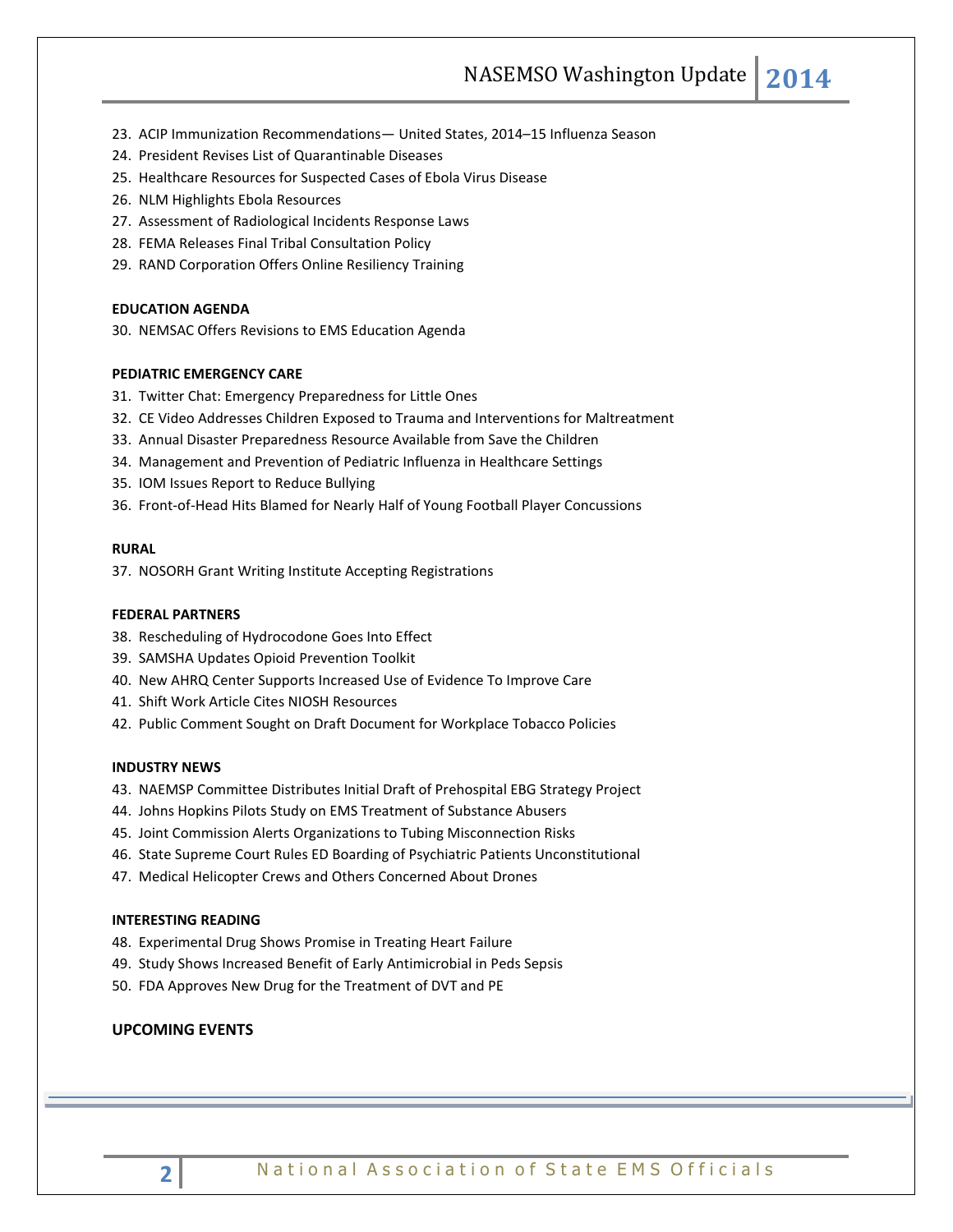23. ACIP Immunization Recommendations— United States, 2014–15 Influenza Season
24. President Revises List of Quarantinable Diseases
25. Healthcare Resources for Suspected Cases of Ebola Virus Disease
26. NLM Highlights Ebola Resources
27. Assessment of Radiological Incidents Response Laws
28. FEMA Releases Final Tribal Consultation Policy
29. RAND Corporation Offers Online Resiliency Training

**EDUCATION AGENDA**

30. NEMSAC Offers Revisions to EMS Education Agenda

**PEDIATRIC EMERGENCY CARE**

31. Twitter Chat: Emergency Preparedness for Little Ones
32. CE Video Addresses Children Exposed to Trauma and Interventions for Maltreatment
33. Annual Disaster Preparedness Resource Available from Save the Children
34. Management and Prevention of Pediatric Influenza in Healthcare Settings
35. IOM Issues Report to Reduce Bullying
36. Front-of-Head Hits Blamed for Nearly Half of Young Football Player Concussions

**RURAL**

37. NOSORH Grant Writing Institute Accepting Registrations

**FEDERAL PARTNERS**

38. Rescheduling of Hydrocodone Goes Into Effect
39. SAMSHA Updates Opioid Prevention Toolkit
40. New AHRQ Center Supports Increased Use of Evidence To Improve Care
41. Shift Work Article Cites NIOSH Resources
42. Public Comment Sought on Draft Document for Workplace Tobacco Policies

**INDUSTRY NEWS**

43. NAEMSP Committee Distributes Initial Draft of Prehospital EBG Strategy Project
44. Johns Hopkins Pilots Study on EMS Treatment of Substance Abusers
45. Joint Commission Alerts Organizations to Tubing Misconnection Risks
46. State Supreme Court Rules ED Boarding of Psychiatric Patients Unconstitutional
47. Medical Helicopter Crews and Others Concerned About Drones

**INTERESTING READING**

48. Experimental Drug Shows Promise in Treating Heart Failure
49. Study Shows Increased Benefit of Early Antimicrobial in Peds Sepsis
50. FDA Approves New Drug for the Treatment of DVT and PE

**UPCOMING EVENTS**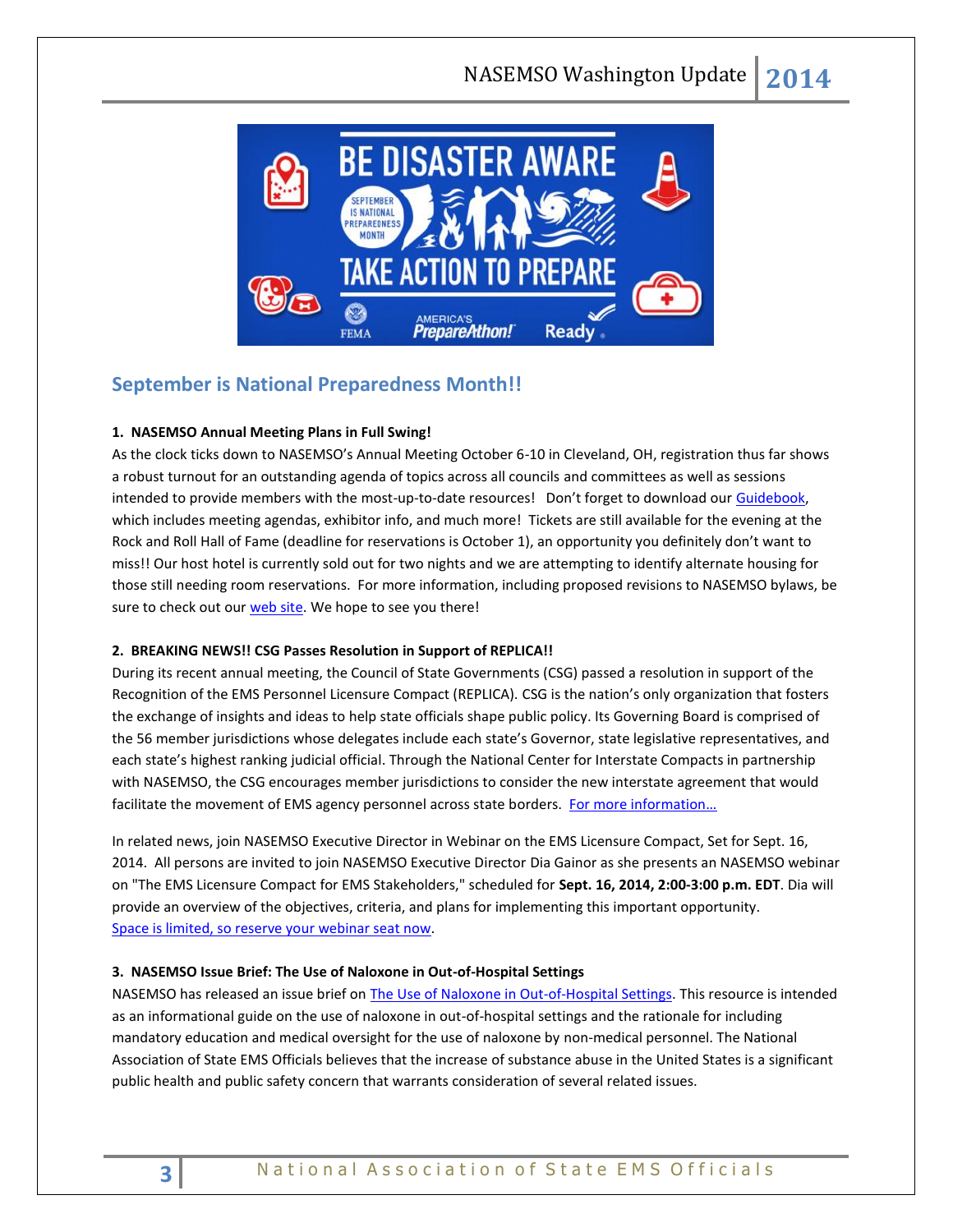## September is National Preparedness Month!!

**1. NASEMSO Annual Meeting Plans in Full Swing!**

As the clock ticks down to NASEMSO's Annual Meeting October 6-10 in Cleveland, OH, registration thus far shows a robust turnout for an outstanding agenda of topics across all councils and committees as well as sessions intended to provide members with the most-up-to-date resources! Don't forget to download our Guidebook, which includes meeting agendas, exhibitor info, and much more! Tickets are still available for the evening at the Rock and Roll Hall of Fame (deadline for reservations is October 1), an opportunity you definitely don't want to miss!! Our host hotel is currently sold out for two nights and we are attempting to identify alternate housing for those still needing room reservations. For more information, including proposed revisions to NASEMSO bylaws, be sure to check out our web site. We hope to see you there!

**2. BREAKING NEWS!! CSG Passes Resolution in Support of REPLICA!!**

During its recent annual meeting, the Council of State Governments (CSG) passed a resolution in support of the Recognition of the EMS Personnel Licensure Compact (REPLICA). CSG is the nation's only organization that fosters the exchange of insights and ideas to help state officials shape public policy. Its Governing Board is comprised of the 56 member jurisdictions whose delegates include each state's Governor, state legislative representatives, and each state's highest ranking judicial official. Through the National Center for Interstate Compacts in partnership with NASEMSO, the CSG encourages member jurisdictions to consider the new interstate agreement that would facilitate the movement of EMS agency personnel across state borders. For more information…

In related news, join NASEMSO Executive Director in Webinar on the EMS Licensure Compact, Set for Sept. 16, 2014. All persons are invited to join NASEMSO Executive Director Dia Gainor as she presents an NASEMSO webinar on "The EMS Licensure Compact for EMS Stakeholders," scheduled for **Sept. 16, 2014, 2:00-3:00 p.m. EDT**. Dia will provide an overview of the objectives, criteria, and plans for implementing this important opportunity. Space is limited, so reserve your webinar seat now.

**3. NASEMSO Issue Brief: The Use of Naloxone in Out-of-Hospital Settings**

NASEMSO has released an issue brief on The Use of Naloxone in Out-of-Hospital Settings. This resource is intended as an informational guide on the use of naloxone in out-of-hospital settings and the rationale for including mandatory education and medical oversight for the use of naloxone by non-medical personnel. The National Association of State EMS Officials believes that the increase of substance abuse in the United States is a significant public health and public safety concern that warrants consideration of several related issues.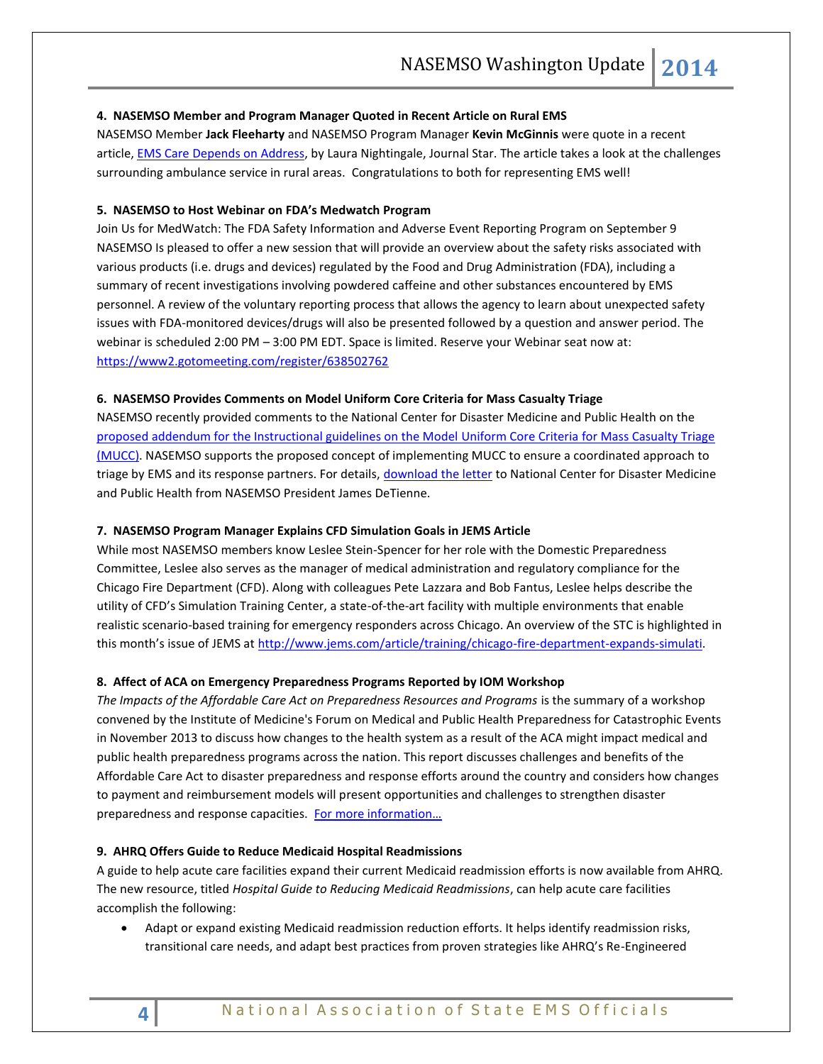**4. NASEMSO Member and Program Manager Quoted in Recent Article on Rural EMS**

NASEMSO Member **Jack Fleeharty** and NASEMSO Program Manager **Kevin McGinnis** were quote in a recent article, EMS Care Depends on Address, by Laura Nightingale, Journal Star. The article takes a look at the challenges surrounding ambulance service in rural areas. Congratulations to both for representing EMS well!

**5. NASEMSO to Host Webinar on FDA's Medwatch Program**

Join Us for MedWatch: The FDA Safety Information and Adverse Event Reporting Program on September 9 NASEMSO Is pleased to offer a new session that will provide an overview about the safety risks associated with various products (i.e. drugs and devices) regulated by the Food and Drug Administration (FDA), including a summary of recent investigations involving powdered caffeine and other substances encountered by EMS personnel. A review of the voluntary reporting process that allows the agency to learn about unexpected safety issues with FDA-monitored devices/drugs will also be presented followed by a question and answer period. The webinar is scheduled 2:00 PM – 3:00 PM EDT. Space is limited. Reserve your Webinar seat now at: https://www2.gotomeeting.com/register/638502762

**6. NASEMSO Provides Comments on Model Uniform Core Criteria for Mass Casualty Triage**

NASEMSO recently provided comments to the National Center for Disaster Medicine and Public Health on the proposed addendum for the Instructional guidelines on the Model Uniform Core Criteria for Mass Casualty Triage (MUCC). NASEMSO supports the proposed concept of implementing MUCC to ensure a coordinated approach to triage by EMS and its response partners. For details, download the letter to National Center for Disaster Medicine and Public Health from NASEMSO President James DeTienne.

**7. NASEMSO Program Manager Explains CFD Simulation Goals in JEMS Article**

While most NASEMSO members know Leslee Stein-Spencer for her role with the Domestic Preparedness Committee, Leslee also serves as the manager of medical administration and regulatory compliance for the Chicago Fire Department (CFD). Along with colleagues Pete Lazzara and Bob Fantus, Leslee helps describe the utility of CFD's Simulation Training Center, a state-of-the-art facility with multiple environments that enable realistic scenario-based training for emergency responders across Chicago. An overview of the STC is highlighted in this month's issue of JEMS at http://www.jems.com/article/training/chicago-fire-department-expands-simulati.

**8. Affect of ACA on Emergency Preparedness Programs Reported by IOM Workshop**

*The Impacts of the Affordable Care Act on Preparedness Resources and Programs* is the summary of a workshop convened by the Institute of Medicine's Forum on Medical and Public Health Preparedness for Catastrophic Events in November 2013 to discuss how changes to the health system as a result of the ACA might impact medical and public health preparedness programs across the nation. This report discusses challenges and benefits of the Affordable Care Act to disaster preparedness and response efforts around the country and considers how changes to payment and reimbursement models will present opportunities and challenges to strengthen disaster preparedness and response capacities. For more information…

**9. AHRQ Offers Guide to Reduce Medicaid Hospital Readmissions**

A guide to help acute care facilities expand their current Medicaid readmission efforts is now available from AHRQ. The new resource, titled *Hospital Guide to Reducing Medicaid Readmissions*, can help acute care facilities accomplish the following:

- Adapt or expand existing Medicaid readmission reduction efforts. It helps identify readmission risks, transitional care needs, and adapt best practices from proven strategies like AHRQ's Re-Engineered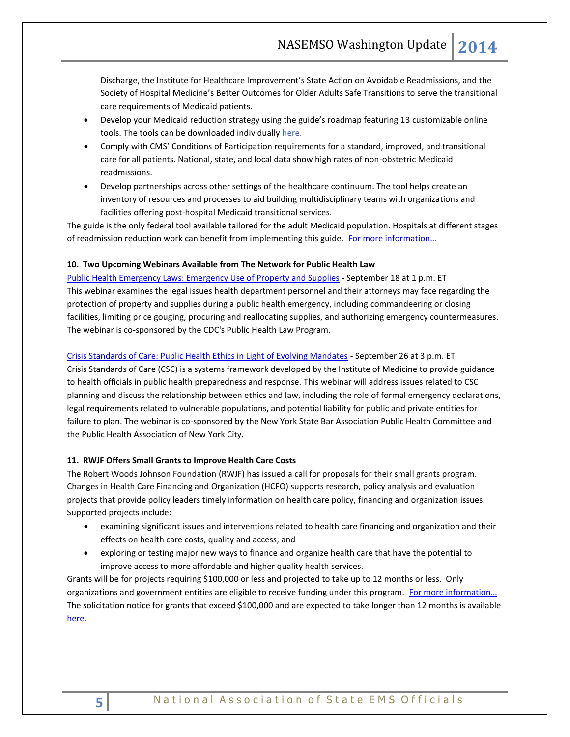Discharge, the Institute for Healthcare Improvement's State Action on Avoidable Readmissions, and the Society of Hospital Medicine's Better Outcomes for Older Adults Safe Transitions to serve the transitional care requirements of Medicaid patients.

- Develop your Medicaid reduction strategy using the guide's roadmap featuring 13 customizable online tools. The tools can be downloaded individually here.
- Comply with CMS' Conditions of Participation requirements for a standard, improved, and transitional care for all patients. National, state, and local data show high rates of non-obstetric Medicaid readmissions.
- Develop partnerships across other settings of the healthcare continuum. The tool helps create an inventory of resources and processes to aid building multidisciplinary teams with organizations and facilities offering post-hospital Medicaid transitional services.

The guide is the only federal tool available tailored for the adult Medicaid population. Hospitals at different stages of readmission reduction work can benefit from implementing this guide. For more information…

**10. Two Upcoming Webinars Available from The Network for Public Health Law**

Public Health Emergency Laws: Emergency Use of Property and Supplies - September 18 at 1 p.m. ET
This webinar examines the legal issues health department personnel and their attorneys may face regarding the protection of property and supplies during a public health emergency, including commandeering or closing facilities, limiting price gouging, procuring and reallocating supplies, and authorizing emergency countermeasures. The webinar is co-sponsored by the CDC's Public Health Law Program.

Crisis Standards of Care: Public Health Ethics in Light of Evolving Mandates - September 26 at 3 p.m. ET
Crisis Standards of Care (CSC) is a systems framework developed by the Institute of Medicine to provide guidance to health officials in public health preparedness and response. This webinar will address issues related to CSC planning and discuss the relationship between ethics and law, including the role of formal emergency declarations, legal requirements related to vulnerable populations, and potential liability for public and private entities for failure to plan. The webinar is co-sponsored by the New York State Bar Association Public Health Committee and the Public Health Association of New York City.

**11. RWJF Offers Small Grants to Improve Health Care Costs**

The Robert Woods Johnson Foundation (RWJF) has issued a call for proposals for their small grants program. Changes in Health Care Financing and Organization (HCFO) supports research, policy analysis and evaluation projects that provide policy leaders timely information on health care policy, financing and organization issues. Supported projects include:

- examining significant issues and interventions related to health care financing and organization and their effects on health care costs, quality and access; and
- exploring or testing major new ways to finance and organize health care that have the potential to improve access to more affordable and higher quality health services.

Grants will be for projects requiring $100,000 or less and projected to take up to 12 months or less. Only organizations and government entities are eligible to receive funding under this program. For more information…
The solicitation notice for grants that exceed $100,000 and are expected to take longer than 12 months is available here.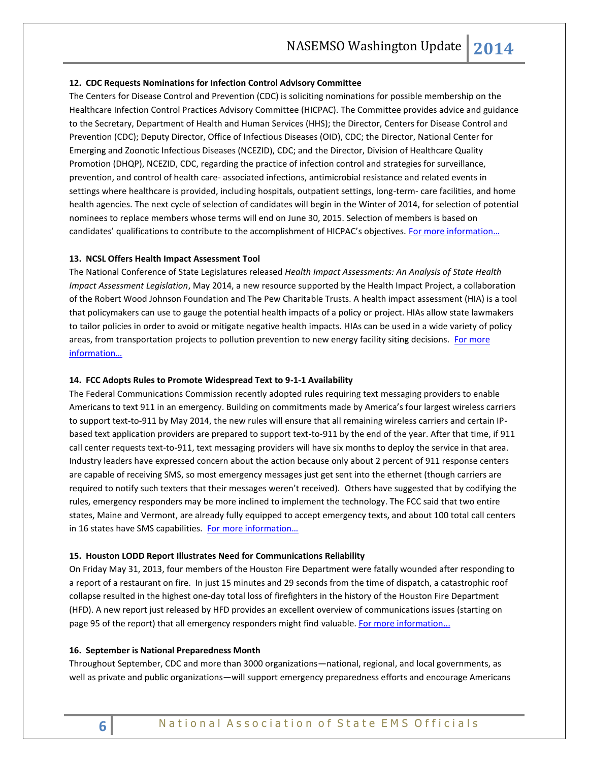**12. CDC Requests Nominations for Infection Control Advisory Committee**

The Centers for Disease Control and Prevention (CDC) is soliciting nominations for possible membership on the Healthcare Infection Control Practices Advisory Committee (HICPAC). The Committee provides advice and guidance to the Secretary, Department of Health and Human Services (HHS); the Director, Centers for Disease Control and Prevention (CDC); Deputy Director, Office of Infectious Diseases (OID), CDC; the Director, National Center for Emerging and Zoonotic Infectious Diseases (NCEZID), CDC; and the Director, Division of Healthcare Quality Promotion (DHQP), NCEZID, CDC, regarding the practice of infection control and strategies for surveillance, prevention, and control of health care- associated infections, antimicrobial resistance and related events in settings where healthcare is provided, including hospitals, outpatient settings, long-term- care facilities, and home health agencies. The next cycle of selection of candidates will begin in the Winter of 2014, for selection of potential nominees to replace members whose terms will end on June 30, 2015. Selection of members is based on candidates' qualifications to contribute to the accomplishment of HICPAC's objectives. For more information…

**13. NCSL Offers Health Impact Assessment Tool**

The National Conference of State Legislatures released *Health Impact Assessments: An Analysis of State Health Impact Assessment Legislation*, May 2014, a new resource supported by the Health Impact Project, a collaboration of the Robert Wood Johnson Foundation and The Pew Charitable Trusts. A health impact assessment (HIA) is a tool that policymakers can use to gauge the potential health impacts of a policy or project. HIAs allow state lawmakers to tailor policies in order to avoid or mitigate negative health impacts. HIAs can be used in a wide variety of policy areas, from transportation projects to pollution prevention to new energy facility siting decisions. For more information…

**14. FCC Adopts Rules to Promote Widespread Text to 9-1-1 Availability**

The Federal Communications Commission recently adopted rules requiring text messaging providers to enable Americans to text 911 in an emergency. Building on commitments made by America's four largest wireless carriers to support text-to-911 by May 2014, the new rules will ensure that all remaining wireless carriers and certain IP-based text application providers are prepared to support text-to-911 by the end of the year. After that time, if 911 call center requests text-to-911, text messaging providers will have six months to deploy the service in that area. Industry leaders have expressed concern about the action because only about 2 percent of 911 response centers are capable of receiving SMS, so most emergency messages just get sent into the ethernet (though carriers are required to notify such texters that their messages weren't received). Others have suggested that by codifying the rules, emergency responders may be more inclined to implement the technology. The FCC said that two entire states, Maine and Vermont, are already fully equipped to accept emergency texts, and about 100 total call centers in 16 states have SMS capabilities. For more information…

**15. Houston LODD Report Illustrates Need for Communications Reliability**

On Friday May 31, 2013, four members of the Houston Fire Department were fatally wounded after responding to a report of a restaurant on fire. In just 15 minutes and 29 seconds from the time of dispatch, a catastrophic roof collapse resulted in the highest one-day total loss of firefighters in the history of the Houston Fire Department (HFD). A new report just released by HFD provides an excellent overview of communications issues (starting on page 95 of the report) that all emergency responders might find valuable. For more information...

**16. September is National Preparedness Month**

Throughout September, CDC and more than 3000 organizations—national, regional, and local governments, as well as private and public organizations—will support emergency preparedness efforts and encourage Americans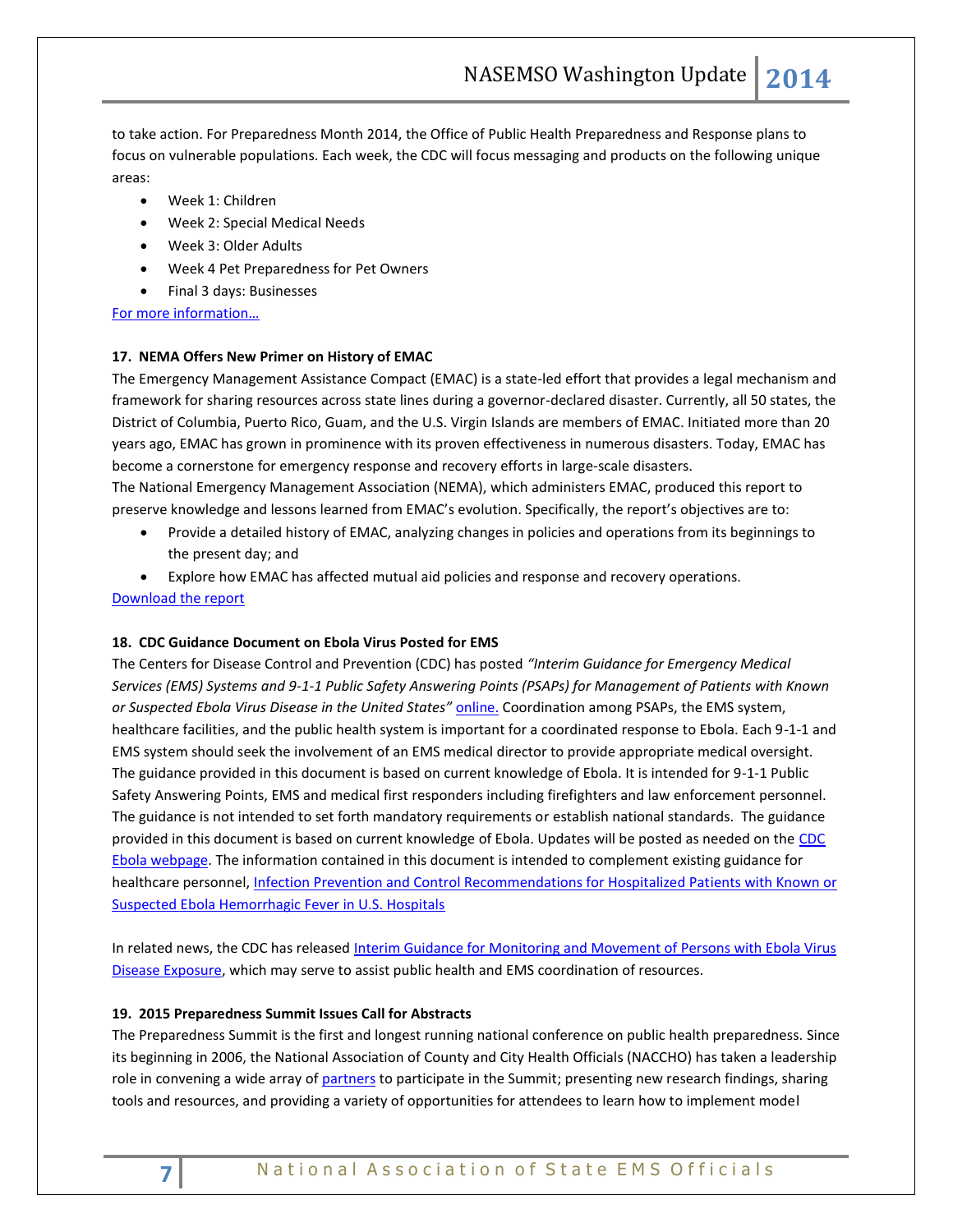to take action. For Preparedness Month 2014, the Office of Public Health Preparedness and Response plans to focus on vulnerable populations. Each week, the CDC will focus messaging and products on the following unique areas:

- Week 1: Children
- Week 2: Special Medical Needs
- Week 3: Older Adults
- Week 4 Pet Preparedness for Pet Owners
- Final 3 days: Businesses

For more information…

**17. NEMA Offers New Primer on History of EMAC**

The Emergency Management Assistance Compact (EMAC) is a state-led effort that provides a legal mechanism and framework for sharing resources across state lines during a governor-declared disaster. Currently, all 50 states, the District of Columbia, Puerto Rico, Guam, and the U.S. Virgin Islands are members of EMAC. Initiated more than 20 years ago, EMAC has grown in prominence with its proven effectiveness in numerous disasters. Today, EMAC has become a cornerstone for emergency response and recovery efforts in large-scale disasters.

The National Emergency Management Association (NEMA), which administers EMAC, produced this report to preserve knowledge and lessons learned from EMAC's evolution. Specifically, the report's objectives are to:

- Provide a detailed history of EMAC, analyzing changes in policies and operations from its beginnings to the present day; and
- Explore how EMAC has affected mutual aid policies and response and recovery operations.

Download the report

**18. CDC Guidance Document on Ebola Virus Posted for EMS**

The Centers for Disease Control and Prevention (CDC) has posted *"Interim Guidance for Emergency Medical Services (EMS) Systems and 9-1-1 Public Safety Answering Points (PSAPs) for Management of Patients with Known or Suspected Ebola Virus Disease in the United States"* online. Coordination among PSAPs, the EMS system, healthcare facilities, and the public health system is important for a coordinated response to Ebola. Each 9-1-1 and EMS system should seek the involvement of an EMS medical director to provide appropriate medical oversight. The guidance provided in this document is based on current knowledge of Ebola. It is intended for 9-1-1 Public Safety Answering Points, EMS and medical first responders including firefighters and law enforcement personnel. The guidance is not intended to set forth mandatory requirements or establish national standards. The guidance provided in this document is based on current knowledge of Ebola. Updates will be posted as needed on the CDC Ebola webpage. The information contained in this document is intended to complement existing guidance for healthcare personnel, Infection Prevention and Control Recommendations for Hospitalized Patients with Known or Suspected Ebola Hemorrhagic Fever in U.S. Hospitals

In related news, the CDC has released Interim Guidance for Monitoring and Movement of Persons with Ebola Virus Disease Exposure, which may serve to assist public health and EMS coordination of resources.

**19. 2015 Preparedness Summit Issues Call for Abstracts**

The Preparedness Summit is the first and longest running national conference on public health preparedness. Since its beginning in 2006, the National Association of County and City Health Officials (NACCHO) has taken a leadership role in convening a wide array of partners to participate in the Summit; presenting new research findings, sharing tools and resources, and providing a variety of opportunities for attendees to learn how to implement model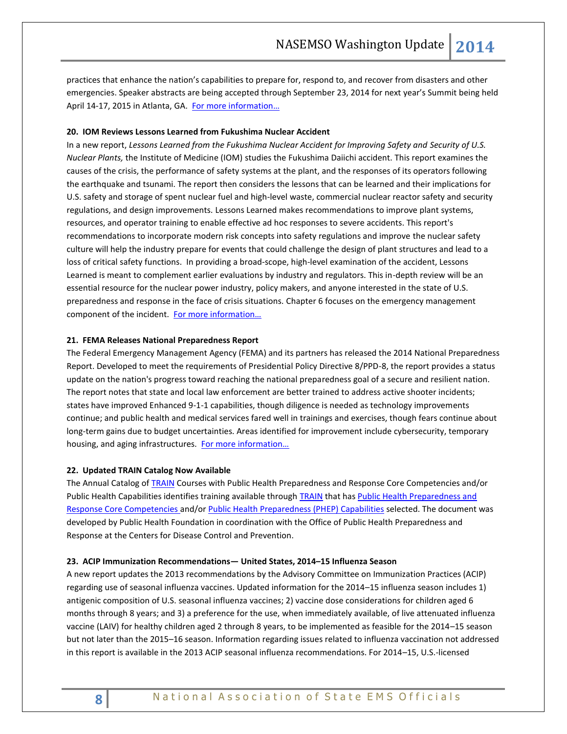practices that enhance the nation's capabilities to prepare for, respond to, and recover from disasters and other emergencies. Speaker abstracts are being accepted through September 23, 2014 for next year's Summit being held April 14-17, 2015 in Atlanta, GA. For more information…

**20. IOM Reviews Lessons Learned from Fukushima Nuclear Accident**

In a new report, *Lessons Learned from the Fukushima Nuclear Accident for Improving Safety and Security of U.S. Nuclear Plants,* the Institute of Medicine (IOM) studies the Fukushima Daiichi accident. This report examines the causes of the crisis, the performance of safety systems at the plant, and the responses of its operators following the earthquake and tsunami. The report then considers the lessons that can be learned and their implications for U.S. safety and storage of spent nuclear fuel and high-level waste, commercial nuclear reactor safety and security regulations, and design improvements. Lessons Learned makes recommendations to improve plant systems, resources, and operator training to enable effective ad hoc responses to severe accidents. This report's recommendations to incorporate modern risk concepts into safety regulations and improve the nuclear safety culture will help the industry prepare for events that could challenge the design of plant structures and lead to a loss of critical safety functions. In providing a broad-scope, high-level examination of the accident, Lessons Learned is meant to complement earlier evaluations by industry and regulators. This in-depth review will be an essential resource for the nuclear power industry, policy makers, and anyone interested in the state of U.S. preparedness and response in the face of crisis situations. Chapter 6 focuses on the emergency management component of the incident. For more information…

**21. FEMA Releases National Preparedness Report**

The Federal Emergency Management Agency (FEMA) and its partners has released the 2014 National Preparedness Report. Developed to meet the requirements of Presidential Policy Directive 8/PPD-8, the report provides a status update on the nation's progress toward reaching the national preparedness goal of a secure and resilient nation. The report notes that state and local law enforcement are better trained to address active shooter incidents; states have improved Enhanced 9-1-1 capabilities, though diligence is needed as technology improvements continue; and public health and medical services fared well in trainings and exercises, though fears continue about long-term gains due to budget uncertainties. Areas identified for improvement include cybersecurity, temporary housing, and aging infrastructures. For more information…

**22. Updated TRAIN Catalog Now Available**

The Annual Catalog of TRAIN Courses with Public Health Preparedness and Response Core Competencies and/or Public Health Capabilities identifies training available through TRAIN that has Public Health Preparedness and Response Core Competencies and/or Public Health Preparedness (PHEP) Capabilities selected. The document was developed by Public Health Foundation in coordination with the Office of Public Health Preparedness and Response at the Centers for Disease Control and Prevention.

**23. ACIP Immunization Recommendations— United States, 2014–15 Influenza Season**

A new report updates the 2013 recommendations by the Advisory Committee on Immunization Practices (ACIP) regarding use of seasonal influenza vaccines. Updated information for the 2014–15 influenza season includes 1) antigenic composition of U.S. seasonal influenza vaccines; 2) vaccine dose considerations for children aged 6 months through 8 years; and 3) a preference for the use, when immediately available, of live attenuated influenza vaccine (LAIV) for healthy children aged 2 through 8 years, to be implemented as feasible for the 2014–15 season but not later than the 2015–16 season. Information regarding issues related to influenza vaccination not addressed in this report is available in the 2013 ACIP seasonal influenza recommendations. For 2014–15, U.S.-licensed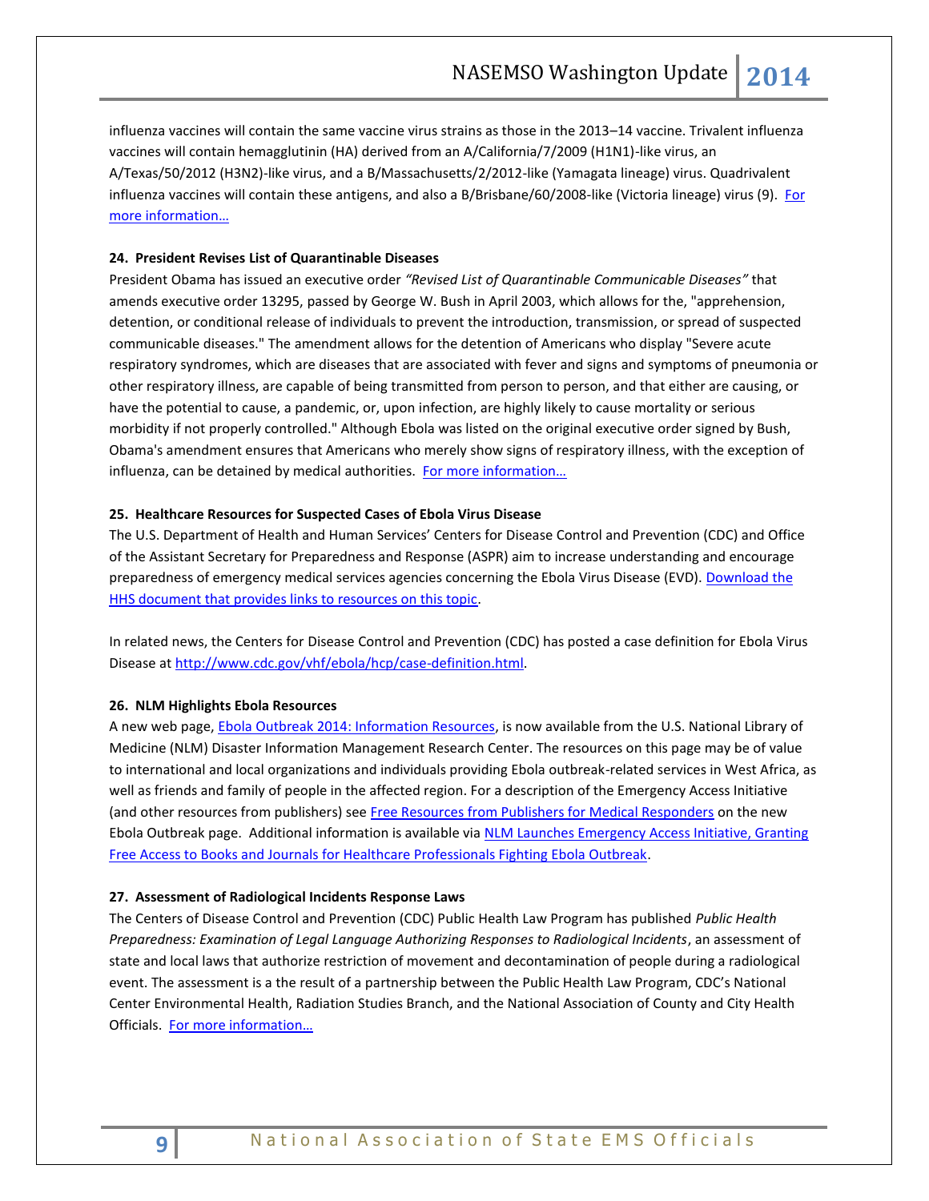influenza vaccines will contain the same vaccine virus strains as those in the 2013–14 vaccine. Trivalent influenza vaccines will contain hemagglutinin (HA) derived from an A/California/7/2009 (H1N1)-like virus, an A/Texas/50/2012 (H3N2)-like virus, and a B/Massachusetts/2/2012-like (Yamagata lineage) virus. Quadrivalent influenza vaccines will contain these antigens, and also a B/Brisbane/60/2008-like (Victoria lineage) virus (9). For more information…

**24. President Revises List of Quarantinable Diseases**

President Obama has issued an executive order *"Revised List of Quarantinable Communicable Diseases"* that amends executive order 13295, passed by George W. Bush in April 2003, which allows for the, "apprehension, detention, or conditional release of individuals to prevent the introduction, transmission, or spread of suspected communicable diseases." The amendment allows for the detention of Americans who display "Severe acute respiratory syndromes, which are diseases that are associated with fever and signs and symptoms of pneumonia or other respiratory illness, are capable of being transmitted from person to person, and that either are causing, or have the potential to cause, a pandemic, or, upon infection, are highly likely to cause mortality or serious morbidity if not properly controlled." Although Ebola was listed on the original executive order signed by Bush, Obama's amendment ensures that Americans who merely show signs of respiratory illness, with the exception of influenza, can be detained by medical authorities. For more information…

**25. Healthcare Resources for Suspected Cases of Ebola Virus Disease**

The U.S. Department of Health and Human Services' Centers for Disease Control and Prevention (CDC) and Office of the Assistant Secretary for Preparedness and Response (ASPR) aim to increase understanding and encourage preparedness of emergency medical services agencies concerning the Ebola Virus Disease (EVD). Download the HHS document that provides links to resources on this topic.

In related news, the Centers for Disease Control and Prevention (CDC) has posted a case definition for Ebola Virus Disease at http://www.cdc.gov/vhf/ebola/hcp/case-definition.html.

**26. NLM Highlights Ebola Resources**

A new web page, Ebola Outbreak 2014: Information Resources, is now available from the U.S. National Library of Medicine (NLM) Disaster Information Management Research Center. The resources on this page may be of value to international and local organizations and individuals providing Ebola outbreak-related services in West Africa, as well as friends and family of people in the affected region. For a description of the Emergency Access Initiative (and other resources from publishers) see Free Resources from Publishers for Medical Responders on the new Ebola Outbreak page. Additional information is available via NLM Launches Emergency Access Initiative, Granting Free Access to Books and Journals for Healthcare Professionals Fighting Ebola Outbreak.

**27. Assessment of Radiological Incidents Response Laws**

The Centers of Disease Control and Prevention (CDC) Public Health Law Program has published *Public Health Preparedness: Examination of Legal Language Authorizing Responses to Radiological Incidents*, an assessment of state and local laws that authorize restriction of movement and decontamination of people during a radiological event. The assessment is a the result of a partnership between the Public Health Law Program, CDC's National Center Environmental Health, Radiation Studies Branch, and the National Association of County and City Health Officials. For more information…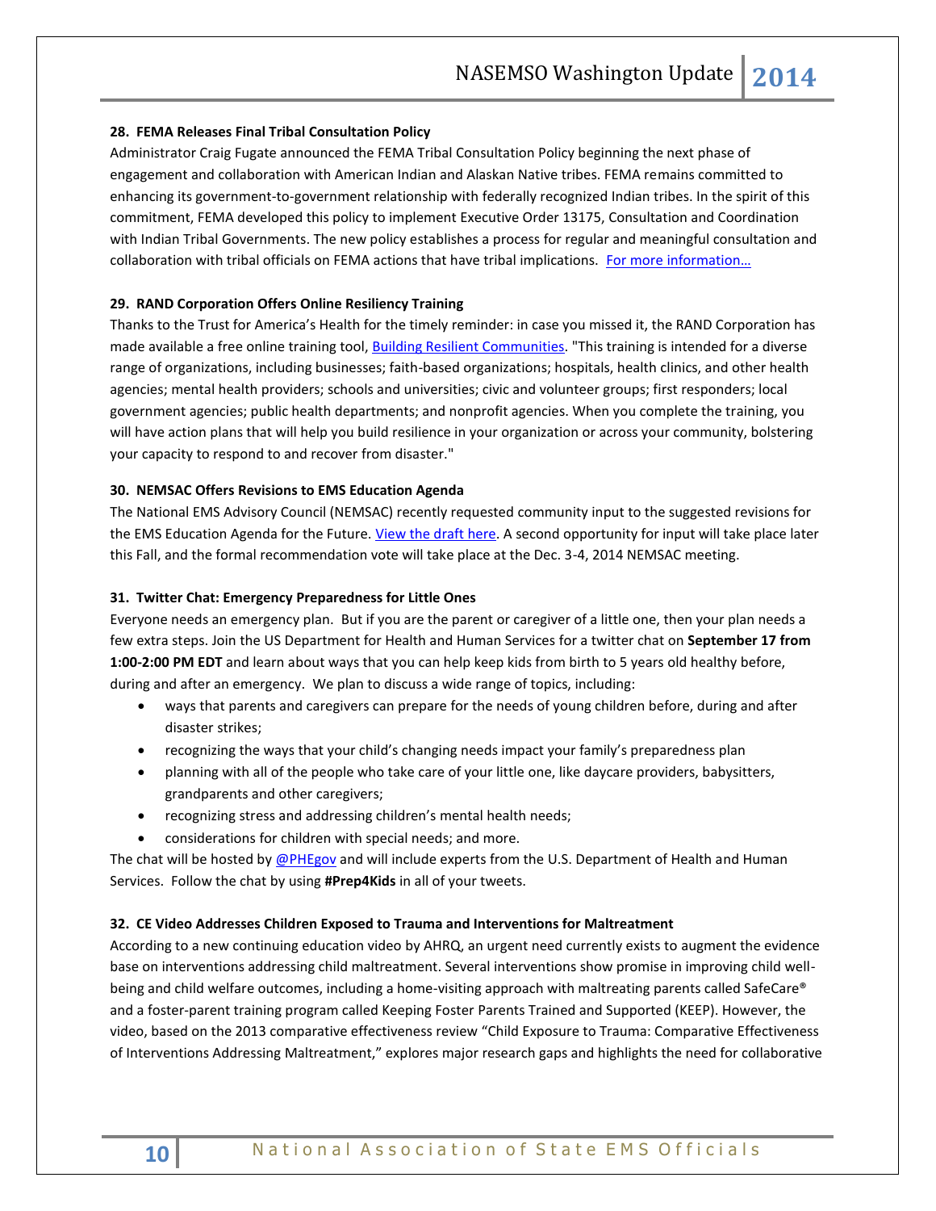**28. FEMA Releases Final Tribal Consultation Policy**

Administrator Craig Fugate announced the FEMA Tribal Consultation Policy beginning the next phase of engagement and collaboration with American Indian and Alaskan Native tribes. FEMA remains committed to enhancing its government-to-government relationship with federally recognized Indian tribes. In the spirit of this commitment, FEMA developed this policy to implement Executive Order 13175, Consultation and Coordination with Indian Tribal Governments. The new policy establishes a process for regular and meaningful consultation and collaboration with tribal officials on FEMA actions that have tribal implications. For more information…

**29. RAND Corporation Offers Online Resiliency Training**

Thanks to the Trust for America's Health for the timely reminder: in case you missed it, the RAND Corporation has made available a free online training tool, Building Resilient Communities. "This training is intended for a diverse range of organizations, including businesses; faith-based organizations; hospitals, health clinics, and other health agencies; mental health providers; schools and universities; civic and volunteer groups; first responders; local government agencies; public health departments; and nonprofit agencies. When you complete the training, you will have action plans that will help you build resilience in your organization or across your community, bolstering your capacity to respond to and recover from disaster."

**30. NEMSAC Offers Revisions to EMS Education Agenda**

The National EMS Advisory Council (NEMSAC) recently requested community input to the suggested revisions for the EMS Education Agenda for the Future. View the draft here. A second opportunity for input will take place later this Fall, and the formal recommendation vote will take place at the Dec. 3-4, 2014 NEMSAC meeting.

**31. Twitter Chat: Emergency Preparedness for Little Ones**

Everyone needs an emergency plan. But if you are the parent or caregiver of a little one, then your plan needs a few extra steps. Join the US Department for Health and Human Services for a twitter chat on **September 17 from 1:00-2:00 PM EDT** and learn about ways that you can help keep kids from birth to 5 years old healthy before, during and after an emergency. We plan to discuss a wide range of topics, including:

- ways that parents and caregivers can prepare for the needs of young children before, during and after disaster strikes;
- recognizing the ways that your child's changing needs impact your family's preparedness plan
- planning with all of the people who take care of your little one, like daycare providers, babysitters, grandparents and other caregivers;
- recognizing stress and addressing children's mental health needs;
- considerations for children with special needs; and more.

The chat will be hosted by @PHEgov and will include experts from the U.S. Department of Health and Human Services. Follow the chat by using **#Prep4Kids** in all of your tweets.

**32. CE Video Addresses Children Exposed to Trauma and Interventions for Maltreatment**

According to a new continuing education video by AHRQ, an urgent need currently exists to augment the evidence base on interventions addressing child maltreatment. Several interventions show promise in improving child well-being and child welfare outcomes, including a home-visiting approach with maltreating parents called SafeCare® and a foster-parent training program called Keeping Foster Parents Trained and Supported (KEEP). However, the video, based on the 2013 comparative effectiveness review "Child Exposure to Trauma: Comparative Effectiveness of Interventions Addressing Maltreatment," explores major research gaps and highlights the need for collaborative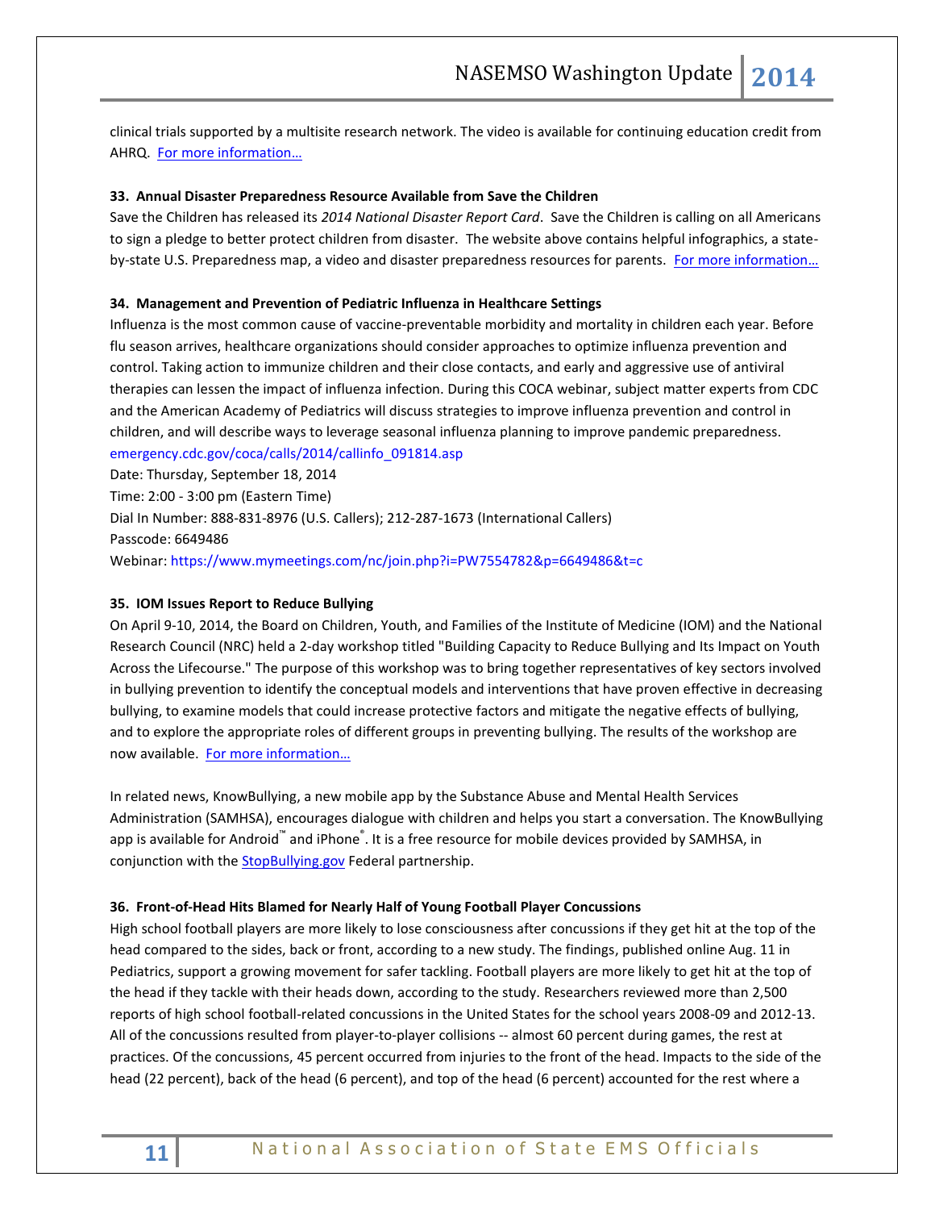clinical trials supported by a multisite research network. The video is available for continuing education credit from AHRQ. For more information…

**33. Annual Disaster Preparedness Resource Available from Save the Children**

Save the Children has released its *2014 National Disaster Report Card*. Save the Children is calling on all Americans to sign a pledge to better protect children from disaster. The website above contains helpful infographics, a state-by-state U.S. Preparedness map, a video and disaster preparedness resources for parents. For more information…

**34. Management and Prevention of Pediatric Influenza in Healthcare Settings**

Influenza is the most common cause of vaccine-preventable morbidity and mortality in children each year. Before flu season arrives, healthcare organizations should consider approaches to optimize influenza prevention and control. Taking action to immunize children and their close contacts, and early and aggressive use of antiviral therapies can lessen the impact of influenza infection. During this COCA webinar, subject matter experts from CDC and the American Academy of Pediatrics will discuss strategies to improve influenza prevention and control in children, and will describe ways to leverage seasonal influenza planning to improve pandemic preparedness.
emergency.cdc.gov/coca/calls/2014/callinfo_091814.asp

Date: Thursday, September 18, 2014
Time: 2:00 - 3:00 pm (Eastern Time)
Dial In Number: 888-831-8976 (U.S. Callers); 212-287-1673 (International Callers)
Passcode: 6649486
Webinar: https://www.mymeetings.com/nc/join.php?i=PW7554782&p=6649486&t=c

**35. IOM Issues Report to Reduce Bullying**

On April 9-10, 2014, the Board on Children, Youth, and Families of the Institute of Medicine (IOM) and the National Research Council (NRC) held a 2-day workshop titled "Building Capacity to Reduce Bullying and Its Impact on Youth Across the Lifecourse." The purpose of this workshop was to bring together representatives of key sectors involved in bullying prevention to identify the conceptual models and interventions that have proven effective in decreasing bullying, to examine models that could increase protective factors and mitigate the negative effects of bullying, and to explore the appropriate roles of different groups in preventing bullying. The results of the workshop are now available. For more information…

In related news, KnowBullying, a new mobile app by the Substance Abuse and Mental Health Services Administration (SAMHSA), encourages dialogue with children and helps you start a conversation. The KnowBullying app is available for Android™ and iPhone®. It is a free resource for mobile devices provided by SAMHSA, in conjunction with the StopBullying.gov Federal partnership.

**36. Front-of-Head Hits Blamed for Nearly Half of Young Football Player Concussions**

High school football players are more likely to lose consciousness after concussions if they get hit at the top of the head compared to the sides, back or front, according to a new study. The findings, published online Aug. 11 in Pediatrics, support a growing movement for safer tackling. Football players are more likely to get hit at the top of the head if they tackle with their heads down, according to the study. Researchers reviewed more than 2,500 reports of high school football-related concussions in the United States for the school years 2008-09 and 2012-13. All of the concussions resulted from player-to-player collisions -- almost 60 percent during games, the rest at practices. Of the concussions, 45 percent occurred from injuries to the front of the head. Impacts to the side of the head (22 percent), back of the head (6 percent), and top of the head (6 percent) accounted for the rest where a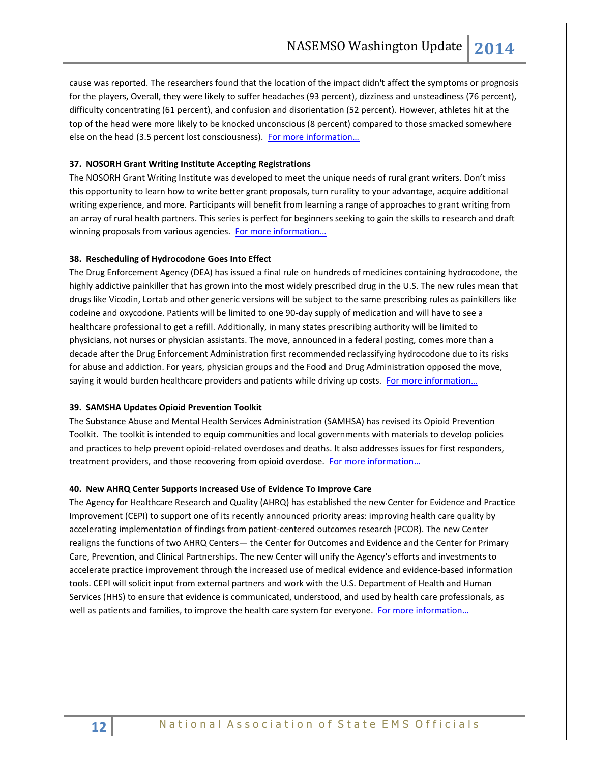cause was reported. The researchers found that the location of the impact didn't affect the symptoms or prognosis for the players, Overall, they were likely to suffer headaches (93 percent), dizziness and unsteadiness (76 percent), difficulty concentrating (61 percent), and confusion and disorientation (52 percent). However, athletes hit at the top of the head were more likely to be knocked unconscious (8 percent) compared to those smacked somewhere else on the head (3.5 percent lost consciousness). For more information…

**37. NOSORH Grant Writing Institute Accepting Registrations**

The NOSORH Grant Writing Institute was developed to meet the unique needs of rural grant writers. Don't miss this opportunity to learn how to write better grant proposals, turn rurality to your advantage, acquire additional writing experience, and more. Participants will benefit from learning a range of approaches to grant writing from an array of rural health partners. This series is perfect for beginners seeking to gain the skills to research and draft winning proposals from various agencies. For more information…

**38. Rescheduling of Hydrocodone Goes Into Effect**

The Drug Enforcement Agency (DEA) has issued a final rule on hundreds of medicines containing hydrocodone, the highly addictive painkiller that has grown into the most widely prescribed drug in the U.S. The new rules mean that drugs like Vicodin, Lortab and other generic versions will be subject to the same prescribing rules as painkillers like codeine and oxycodone. Patients will be limited to one 90-day supply of medication and will have to see a healthcare professional to get a refill. Additionally, in many states prescribing authority will be limited to physicians, not nurses or physician assistants. The move, announced in a federal posting, comes more than a decade after the Drug Enforcement Administration first recommended reclassifying hydrocodone due to its risks for abuse and addiction. For years, physician groups and the Food and Drug Administration opposed the move, saying it would burden healthcare providers and patients while driving up costs. For more information…

**39. SAMSHA Updates Opioid Prevention Toolkit**

The Substance Abuse and Mental Health Services Administration (SAMHSA) has revised its Opioid Prevention Toolkit. The toolkit is intended to equip communities and local governments with materials to develop policies and practices to help prevent opioid-related overdoses and deaths. It also addresses issues for first responders, treatment providers, and those recovering from opioid overdose. For more information…

**40. New AHRQ Center Supports Increased Use of Evidence To Improve Care**

The Agency for Healthcare Research and Quality (AHRQ) has established the new Center for Evidence and Practice Improvement (CEPI) to support one of its recently announced priority areas: improving health care quality by accelerating implementation of findings from patient-centered outcomes research (PCOR). The new Center realigns the functions of two AHRQ Centers— the Center for Outcomes and Evidence and the Center for Primary Care, Prevention, and Clinical Partnerships. The new Center will unify the Agency's efforts and investments to accelerate practice improvement through the increased use of medical evidence and evidence-based information tools. CEPI will solicit input from external partners and work with the U.S. Department of Health and Human Services (HHS) to ensure that evidence is communicated, understood, and used by health care professionals, as well as patients and families, to improve the health care system for everyone. For more information…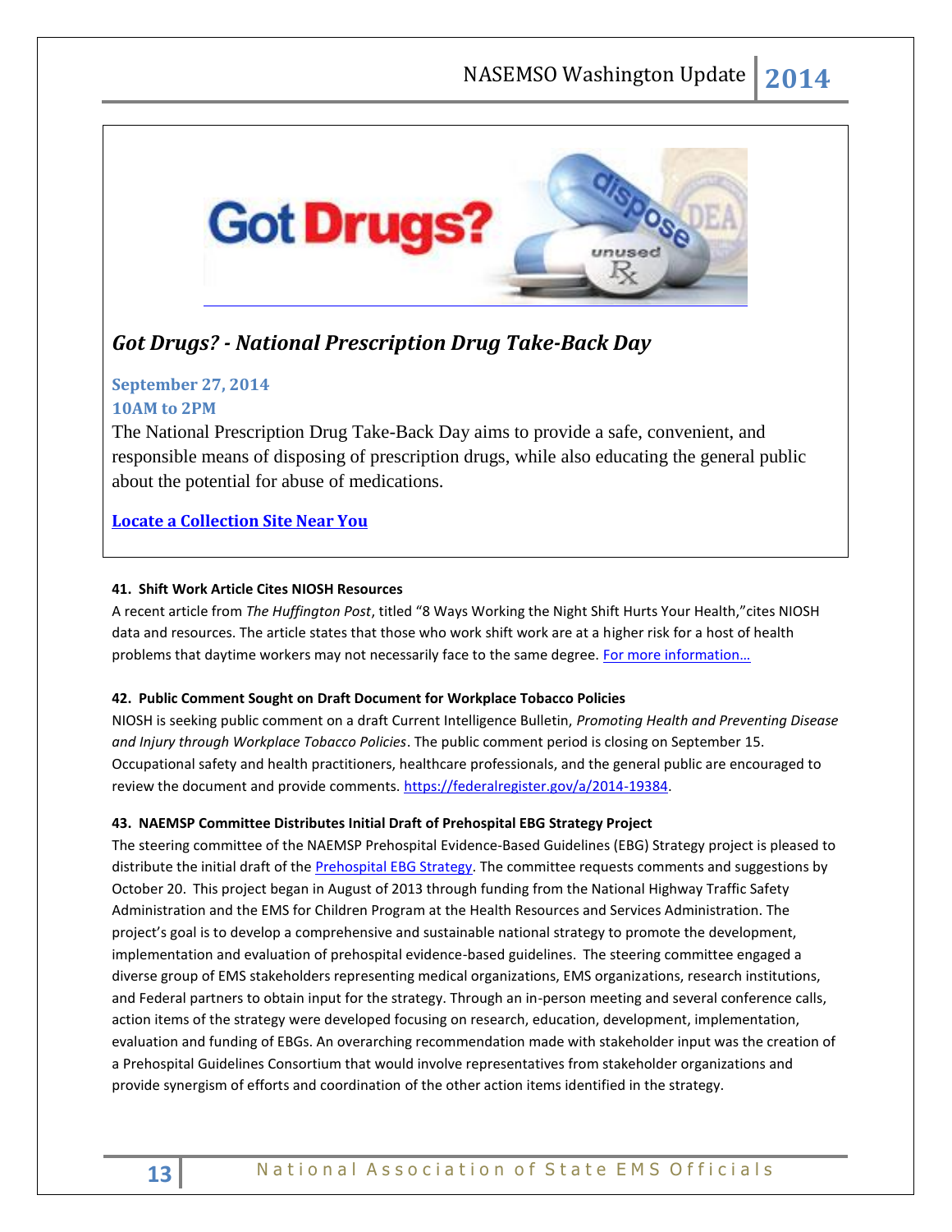## *Got Drugs? - National Prescription Drug Take-Back Day*

**September 27, 2014**
**10AM to 2PM**

The National Prescription Drug Take-Back Day aims to provide a safe, convenient, and responsible means of disposing of prescription drugs, while also educating the general public about the potential for abuse of medications.

**Locate a Collection Site Near You**

#### 41. Shift Work Article Cites NIOSH Resources

A recent article from *The Huffington Post*, titled "8 Ways Working the Night Shift Hurts Your Health,"cites NIOSH data and resources. The article states that those who work shift work are at a higher risk for a host of health problems that daytime workers may not necessarily face to the same degree. For more information…

#### 42. Public Comment Sought on Draft Document for Workplace Tobacco Policies

NIOSH is seeking public comment on a draft Current Intelligence Bulletin, *Promoting Health and Preventing Disease and Injury through Workplace Tobacco Policies*. The public comment period is closing on September 15. Occupational safety and health practitioners, healthcare professionals, and the general public are encouraged to review the document and provide comments. https://federalregister.gov/a/2014-19384.

#### 43. NAEMSP Committee Distributes Initial Draft of Prehospital EBG Strategy Project

The steering committee of the NAEMSP Prehospital Evidence-Based Guidelines (EBG) Strategy project is pleased to distribute the initial draft of the Prehospital EBG Strategy. The committee requests comments and suggestions by October 20. This project began in August of 2013 through funding from the National Highway Traffic Safety Administration and the EMS for Children Program at the Health Resources and Services Administration. The project's goal is to develop a comprehensive and sustainable national strategy to promote the development, implementation and evaluation of prehospital evidence-based guidelines. The steering committee engaged a diverse group of EMS stakeholders representing medical organizations, EMS organizations, research institutions, and Federal partners to obtain input for the strategy. Through an in-person meeting and several conference calls, action items of the strategy were developed focusing on research, education, development, implementation, evaluation and funding of EBGs. An overarching recommendation made with stakeholder input was the creation of a Prehospital Guidelines Consortium that would involve representatives from stakeholder organizations and provide synergism of efforts and coordination of the other action items identified in the strategy.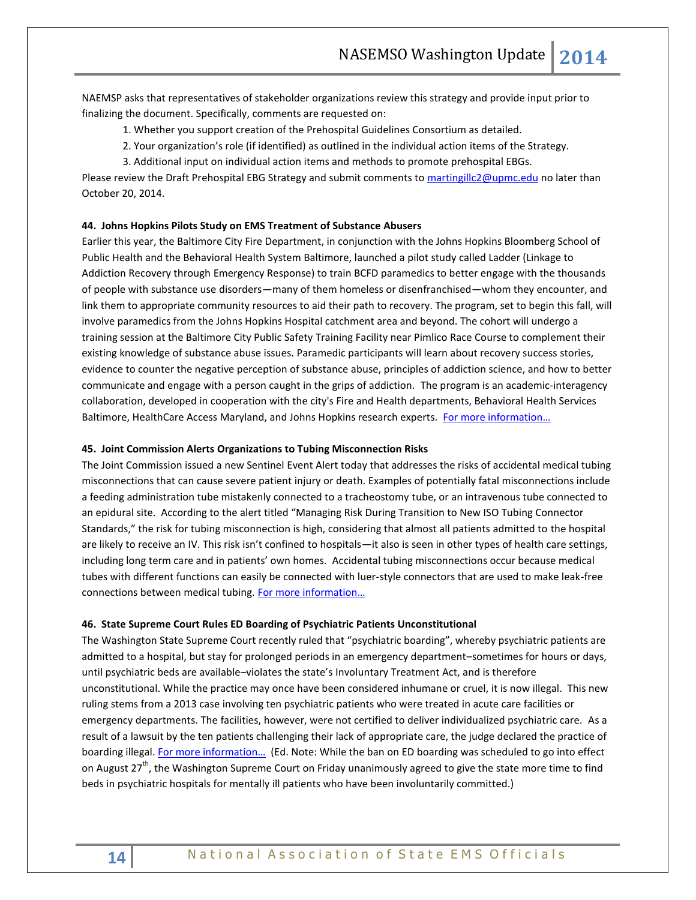NAEMSP asks that representatives of stakeholder organizations review this strategy and provide input prior to finalizing the document. Specifically, comments are requested on:

1. Whether you support creation of the Prehospital Guidelines Consortium as detailed.
2. Your organization's role (if identified) as outlined in the individual action items of the Strategy.
3. Additional input on individual action items and methods to promote prehospital EBGs.

Please review the Draft Prehospital EBG Strategy and submit comments to martingillc2@upmc.edu no later than October 20, 2014.

**44. Johns Hopkins Pilots Study on EMS Treatment of Substance Abusers**

Earlier this year, the Baltimore City Fire Department, in conjunction with the Johns Hopkins Bloomberg School of Public Health and the Behavioral Health System Baltimore, launched a pilot study called Ladder (Linkage to Addiction Recovery through Emergency Response) to train BCFD paramedics to better engage with the thousands of people with substance use disorders—many of them homeless or disenfranchised—whom they encounter, and link them to appropriate community resources to aid their path to recovery. The program, set to begin this fall, will involve paramedics from the Johns Hopkins Hospital catchment area and beyond. The cohort will undergo a training session at the Baltimore City Public Safety Training Facility near Pimlico Race Course to complement their existing knowledge of substance abuse issues. Paramedic participants will learn about recovery success stories, evidence to counter the negative perception of substance abuse, principles of addiction science, and how to better communicate and engage with a person caught in the grips of addiction. The program is an academic-interagency collaboration, developed in cooperation with the city's Fire and Health departments, Behavioral Health Services Baltimore, HealthCare Access Maryland, and Johns Hopkins research experts. For more information…

**45. Joint Commission Alerts Organizations to Tubing Misconnection Risks**

The Joint Commission issued a new Sentinel Event Alert today that addresses the risks of accidental medical tubing misconnections that can cause severe patient injury or death. Examples of potentially fatal misconnections include a feeding administration tube mistakenly connected to a tracheostomy tube, or an intravenous tube connected to an epidural site. According to the alert titled "Managing Risk During Transition to New ISO Tubing Connector Standards," the risk for tubing misconnection is high, considering that almost all patients admitted to the hospital are likely to receive an IV. This risk isn't confined to hospitals—it also is seen in other types of health care settings, including long term care and in patients' own homes. Accidental tubing misconnections occur because medical tubes with different functions can easily be connected with luer-style connectors that are used to make leak-free connections between medical tubing. For more information…

**46. State Supreme Court Rules ED Boarding of Psychiatric Patients Unconstitutional**

The Washington State Supreme Court recently ruled that "psychiatric boarding", whereby psychiatric patients are admitted to a hospital, but stay for prolonged periods in an emergency department–sometimes for hours or days, until psychiatric beds are available–violates the state's Involuntary Treatment Act, and is therefore unconstitutional. While the practice may once have been considered inhumane or cruel, it is now illegal. This new ruling stems from a 2013 case involving ten psychiatric patients who were treated in acute care facilities or emergency departments. The facilities, however, were not certified to deliver individualized psychiatric care. As a result of a lawsuit by the ten patients challenging their lack of appropriate care, the judge declared the practice of boarding illegal. For more information… (Ed. Note: While the ban on ED boarding was scheduled to go into effect on August 27th, the Washington Supreme Court on Friday unanimously agreed to give the state more time to find beds in psychiatric hospitals for mentally ill patients who have been involuntarily committed.)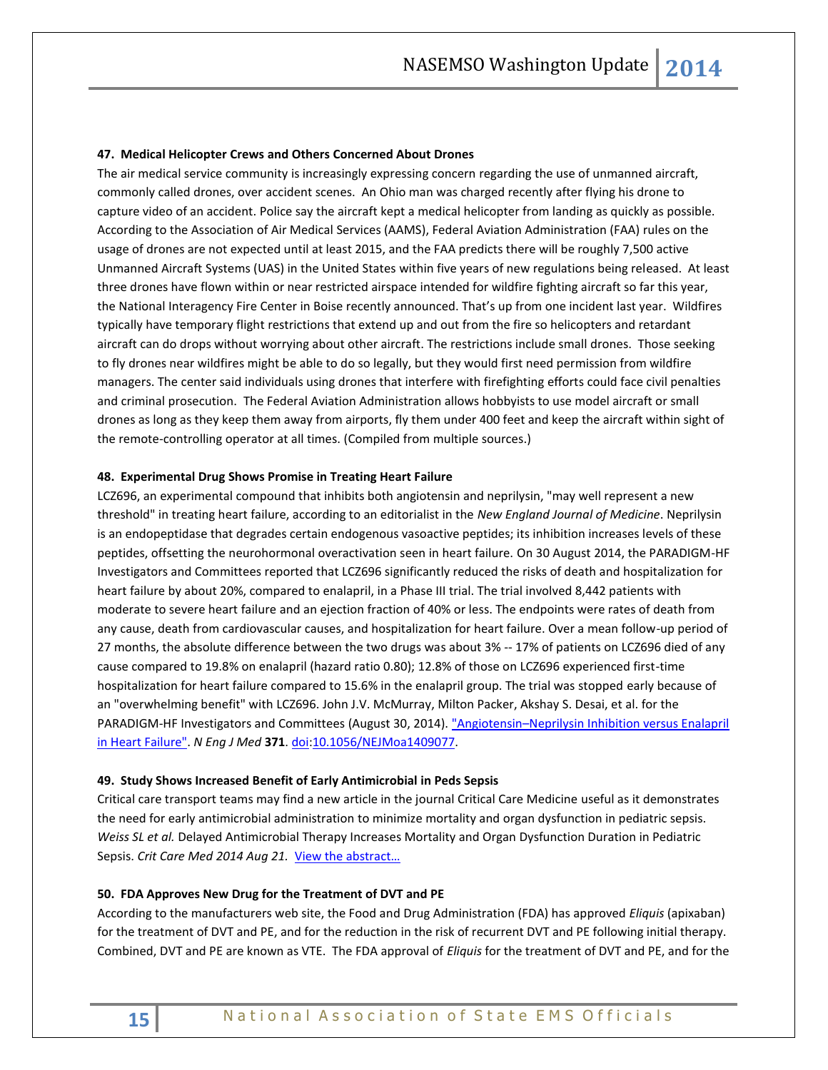**47. Medical Helicopter Crews and Others Concerned About Drones**

The air medical service community is increasingly expressing concern regarding the use of unmanned aircraft, commonly called drones, over accident scenes. An Ohio man was charged recently after flying his drone to capture video of an accident. Police say the aircraft kept a medical helicopter from landing as quickly as possible. According to the Association of Air Medical Services (AAMS), Federal Aviation Administration (FAA) rules on the usage of drones are not expected until at least 2015, and the FAA predicts there will be roughly 7,500 active Unmanned Aircraft Systems (UAS) in the United States within five years of new regulations being released. At least three drones have flown within or near restricted airspace intended for wildfire fighting aircraft so far this year, the National Interagency Fire Center in Boise recently announced. That's up from one incident last year. Wildfires typically have temporary flight restrictions that extend up and out from the fire so helicopters and retardant aircraft can do drops without worrying about other aircraft. The restrictions include small drones. Those seeking to fly drones near wildfires might be able to do so legally, but they would first need permission from wildfire managers. The center said individuals using drones that interfere with firefighting efforts could face civil penalties and criminal prosecution. The Federal Aviation Administration allows hobbyists to use model aircraft or small drones as long as they keep them away from airports, fly them under 400 feet and keep the aircraft within sight of the remote-controlling operator at all times. (Compiled from multiple sources.)

**48. Experimental Drug Shows Promise in Treating Heart Failure**

LCZ696, an experimental compound that inhibits both angiotensin and neprilysin, "may well represent a new threshold" in treating heart failure, according to an editorialist in the *New England Journal of Medicine*. Neprilysin is an endopeptidase that degrades certain endogenous vasoactive peptides; its inhibition increases levels of these peptides, offsetting the neurohormonal overactivation seen in heart failure. On 30 August 2014, the PARADIGM-HF Investigators and Committees reported that LCZ696 significantly reduced the risks of death and hospitalization for heart failure by about 20%, compared to enalapril, in a Phase III trial. The trial involved 8,442 patients with moderate to severe heart failure and an ejection fraction of 40% or less. The endpoints were rates of death from any cause, death from cardiovascular causes, and hospitalization for heart failure. Over a mean follow-up period of 27 months, the absolute difference between the two drugs was about 3% -- 17% of patients on LCZ696 died of any cause compared to 19.8% on enalapril (hazard ratio 0.80); 12.8% of those on LCZ696 experienced first-time hospitalization for heart failure compared to 15.6% in the enalapril group. The trial was stopped early because of an "overwhelming benefit" with LCZ696. John J.V. McMurray, Milton Packer, Akshay S. Desai, et al. for the PARADIGM-HF Investigators and Committees (August 30, 2014). "Angiotensin–Neprilysin Inhibition versus Enalapril in Heart Failure". *N Eng J Med* **371**. doi:10.1056/NEJMoa1409077.

**49. Study Shows Increased Benefit of Early Antimicrobial in Peds Sepsis**

Critical care transport teams may find a new article in the journal Critical Care Medicine useful as it demonstrates the need for early antimicrobial administration to minimize mortality and organ dysfunction in pediatric sepsis. *Weiss SL et al.* Delayed Antimicrobial Therapy Increases Mortality and Organ Dysfunction Duration in Pediatric Sepsis. *Crit Care Med 2014 Aug 21.* View the abstract…

**50. FDA Approves New Drug for the Treatment of DVT and PE**

According to the manufacturers web site, the Food and Drug Administration (FDA) has approved *Eliquis* (apixaban) for the treatment of DVT and PE, and for the reduction in the risk of recurrent DVT and PE following initial therapy. Combined, DVT and PE are known as VTE. The FDA approval of *Eliquis* for the treatment of DVT and PE, and for the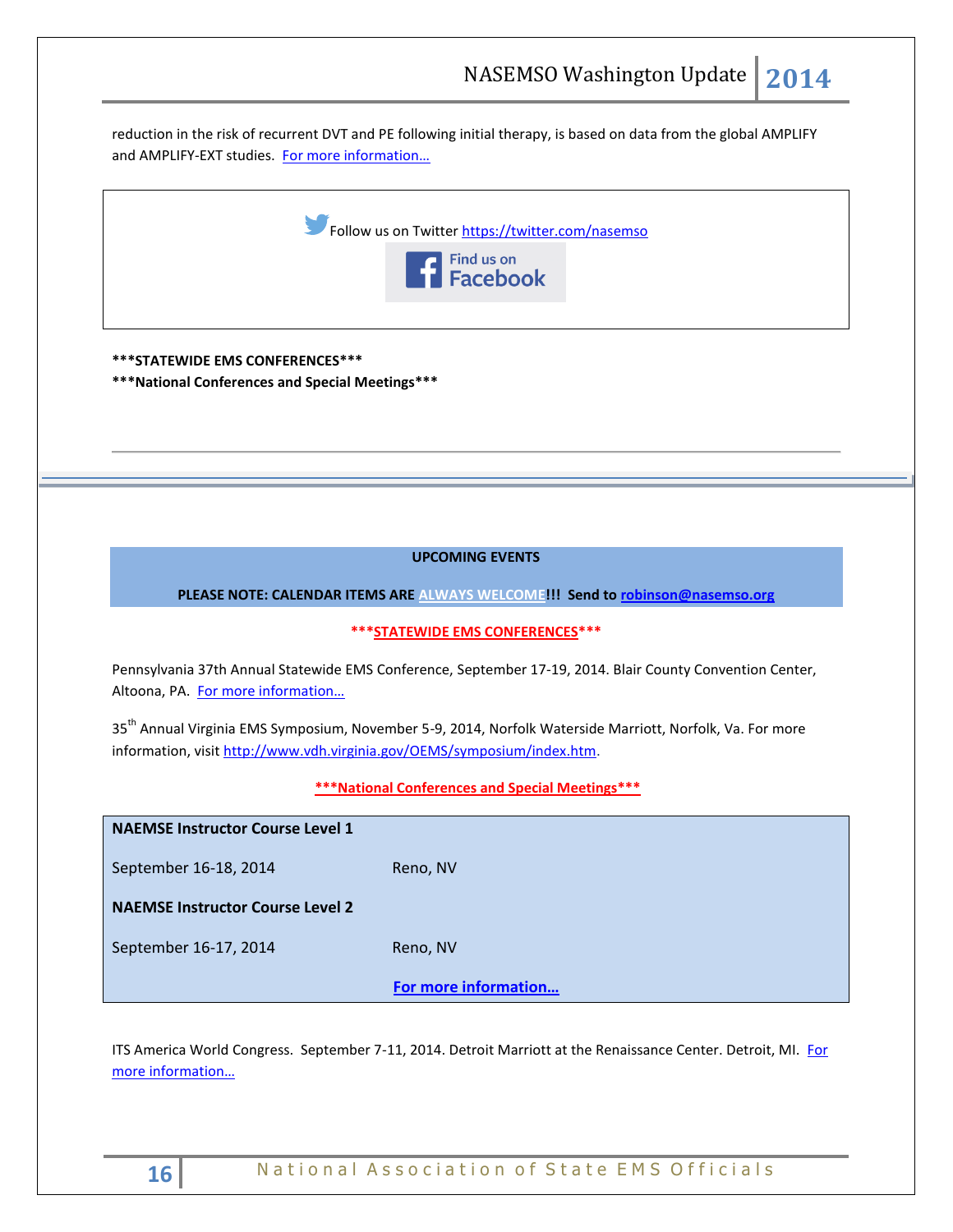reduction in the risk of recurrent DVT and PE following initial therapy, is based on data from the global AMPLIFY and AMPLIFY-EXT studies. For more information…

Follow us on Twitter https://twitter.com/nasemso

Find us on Facebook

**\*\*\*STATEWIDE EMS CONFERENCES\*\*\***

**\*\*\*National Conferences and Special Meetings\*\*\***

---

**UPCOMING EVENTS**

**PLEASE NOTE: CALENDAR ITEMS ARE ALWAYS WELCOME!!! Send to robinson@nasemso.org**

**\*\*\*STATEWIDE EMS CONFERENCES\*\*\***

Pennsylvania 37th Annual Statewide EMS Conference, September 17-19, 2014. Blair County Convention Center, Altoona, PA. For more information…

35th Annual Virginia EMS Symposium, November 5-9, 2014, Norfolk Waterside Marriott, Norfolk, Va. For more information, visit http://www.vdh.virginia.gov/OEMS/symposium/index.htm.

**\*\*\*National Conferences and Special Meetings\*\*\***

**NAEMSE Instructor Course Level 1**

September 16-18, 2014 — Reno, NV

**NAEMSE Instructor Course Level 2**

September 16-17, 2014 — Reno, NV

**For more information…**

ITS America World Congress. September 7-11, 2014. Detroit Marriott at the Renaissance Center. Detroit, MI. For more information…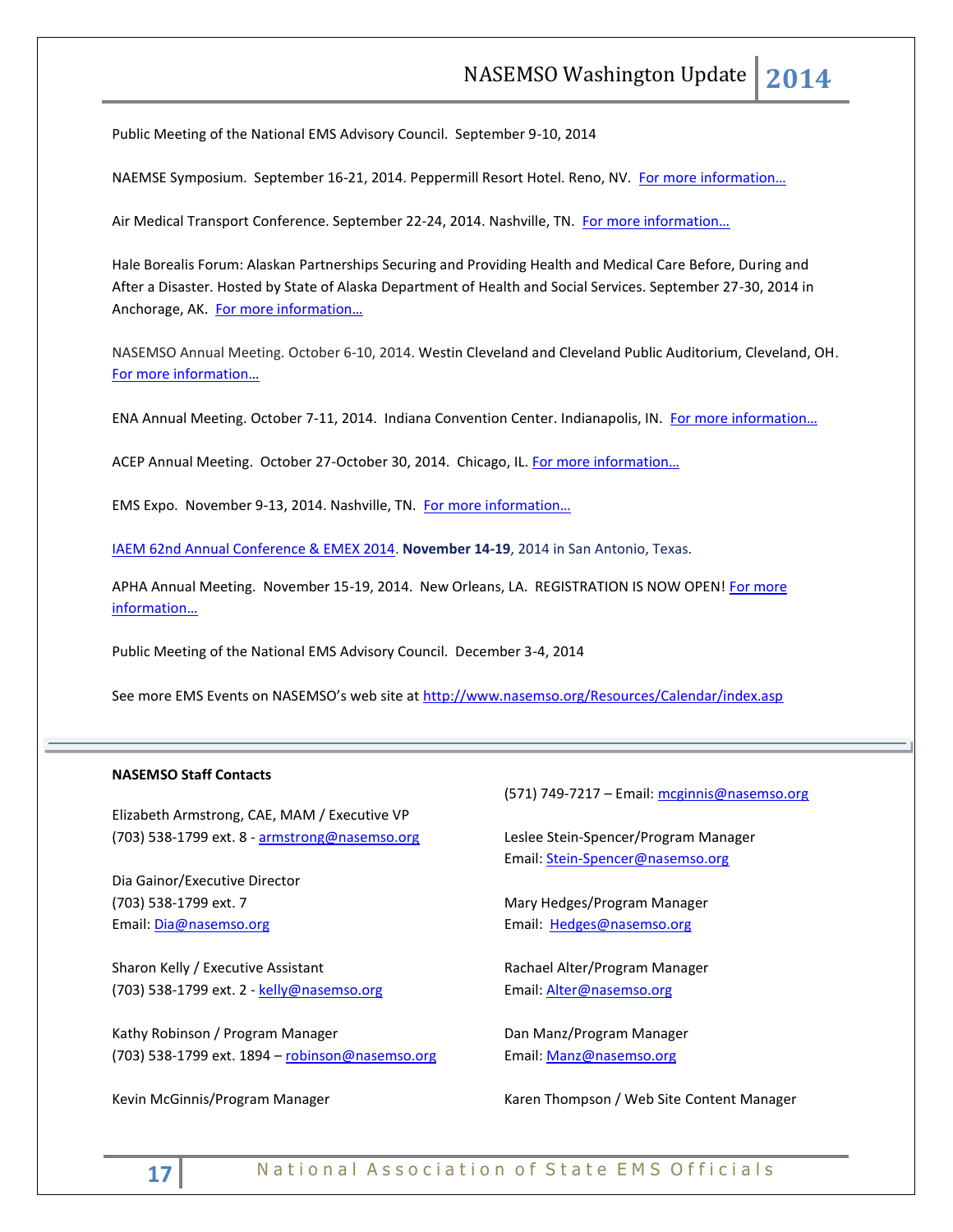Public Meeting of the National EMS Advisory Council. September 9-10, 2014

NAEMSE Symposium. September 16-21, 2014. Peppermill Resort Hotel. Reno, NV. For more information…

Air Medical Transport Conference. September 22-24, 2014. Nashville, TN. For more information…

Hale Borealis Forum: Alaskan Partnerships Securing and Providing Health and Medical Care Before, During and After a Disaster. Hosted by State of Alaska Department of Health and Social Services. September 27-30, 2014 in Anchorage, AK. For more information…

NASEMSO Annual Meeting. October 6-10, 2014. Westin Cleveland and Cleveland Public Auditorium, Cleveland, OH. For more information…

ENA Annual Meeting. October 7-11, 2014. Indiana Convention Center. Indianapolis, IN. For more information…

ACEP Annual Meeting. October 27-October 30, 2014. Chicago, IL. For more information…

EMS Expo. November 9-13, 2014. Nashville, TN. For more information…

IAEM 62nd Annual Conference & EMEX 2014. **November 14-19**, 2014 in San Antonio, Texas.

APHA Annual Meeting. November 15-19, 2014. New Orleans, LA. REGISTRATION IS NOW OPEN! For more information…

Public Meeting of the National EMS Advisory Council. December 3-4, 2014

See more EMS Events on NASEMSO's web site at http://www.nasemso.org/Resources/Calendar/index.asp

---

**NASEMSO Staff Contacts**

Elizabeth Armstrong, CAE, MAM / Executive VP
(703) 538-1799 ext. 8 - armstrong@nasemso.org

Dia Gainor/Executive Director
(703) 538-1799 ext. 7
Email: Dia@nasemso.org

Sharon Kelly / Executive Assistant
(703) 538-1799 ext. 2 - kelly@nasemso.org

Kathy Robinson / Program Manager
(703) 538-1799 ext. 1894 – robinson@nasemso.org

Kevin McGinnis/Program Manager
(571) 749-7217 – Email: mcginnis@nasemso.org

Leslee Stein-Spencer/Program Manager
Email: Stein-Spencer@nasemso.org

Mary Hedges/Program Manager
Email: Hedges@nasemso.org

Rachael Alter/Program Manager
Email: Alter@nasemso.org

Dan Manz/Program Manager
Email: Manz@nasemso.org

Karen Thompson / Web Site Content Manager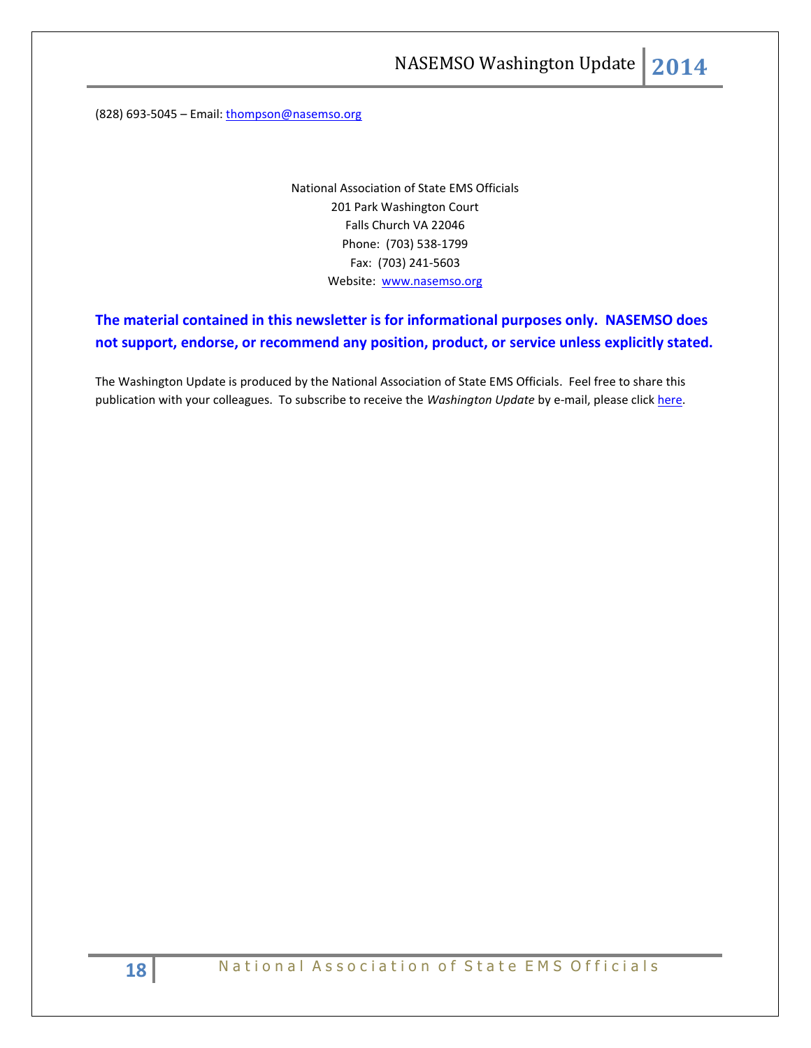(828) 693-5045 – Email: thompson@nasemso.org

National Association of State EMS Officials
201 Park Washington Court
Falls Church VA 22046
Phone: (703) 538-1799
Fax: (703) 241-5603
Website: www.nasemso.org

**The material contained in this newsletter is for informational purposes only. NASEMSO does not support, endorse, or recommend any position, product, or service unless explicitly stated.**

The Washington Update is produced by the National Association of State EMS Officials. Feel free to share this publication with your colleagues. To subscribe to receive the *Washington Update* by e-mail, please click here.